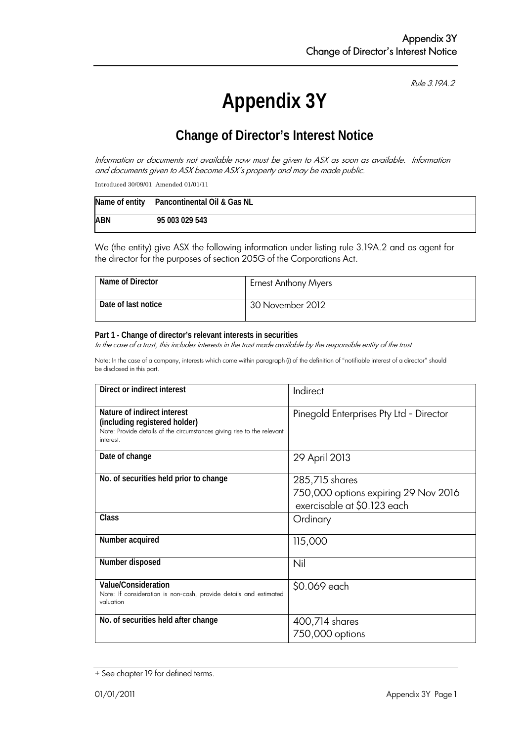Rule 3.19A.2

# Appendix 3Y

## Change of Director's Interest Notice

*Information or documents not available now must be given to ASX as soon as available. Information and documents given to ASX become ASX's property and may be made public.*

Introduced 30/09/01 Amended 01/01/11

| Name of entity | Pancontinental Oil & Gas NL |
|---|---|
| ABN | 95 003 029 543 |

We (the entity) give ASX the following information under listing rule 3.19A.2 and as agent for the director for the purposes of section 205G of the Corporations Act.

| Name of Director | Ernest Anthony Myers |
|---|---|
| Date of last notice | 30 November 2012 |

**Part 1 - Change of director's relevant interests in securities**

*In the case of a trust, this includes interests in the trust made available by the responsible entity of the trust*

Note: In the case of a company, interests which come within paragraph (i) of the definition of "notifiable interest of a director" should be disclosed in this part.

| Direct or indirect interest | Indirect |
|---|---|
| **Nature of indirect interest (including registered holder)**<br>Note: Provide details of the circumstances giving rise to the relevant interest. | Pinegold Enterprises Pty Ltd - Director |
| **Date of change** | 29 April 2013 |
| **No. of securities held prior to change** | 285,715 shares<br>750,000 options expiring 29 Nov 2016 exercisable at $0.123 each |
| **Class** | Ordinary |
| **Number acquired** | 115,000 |
| **Number disposed** | Nil |
| **Value/Consideration**<br>Note: If consideration is non-cash, provide details and estimated valuation | $0.069 each |
| **No. of securities held after change** | 400,714 shares<br>750,000 options |

+ See chapter 19 for defined terms.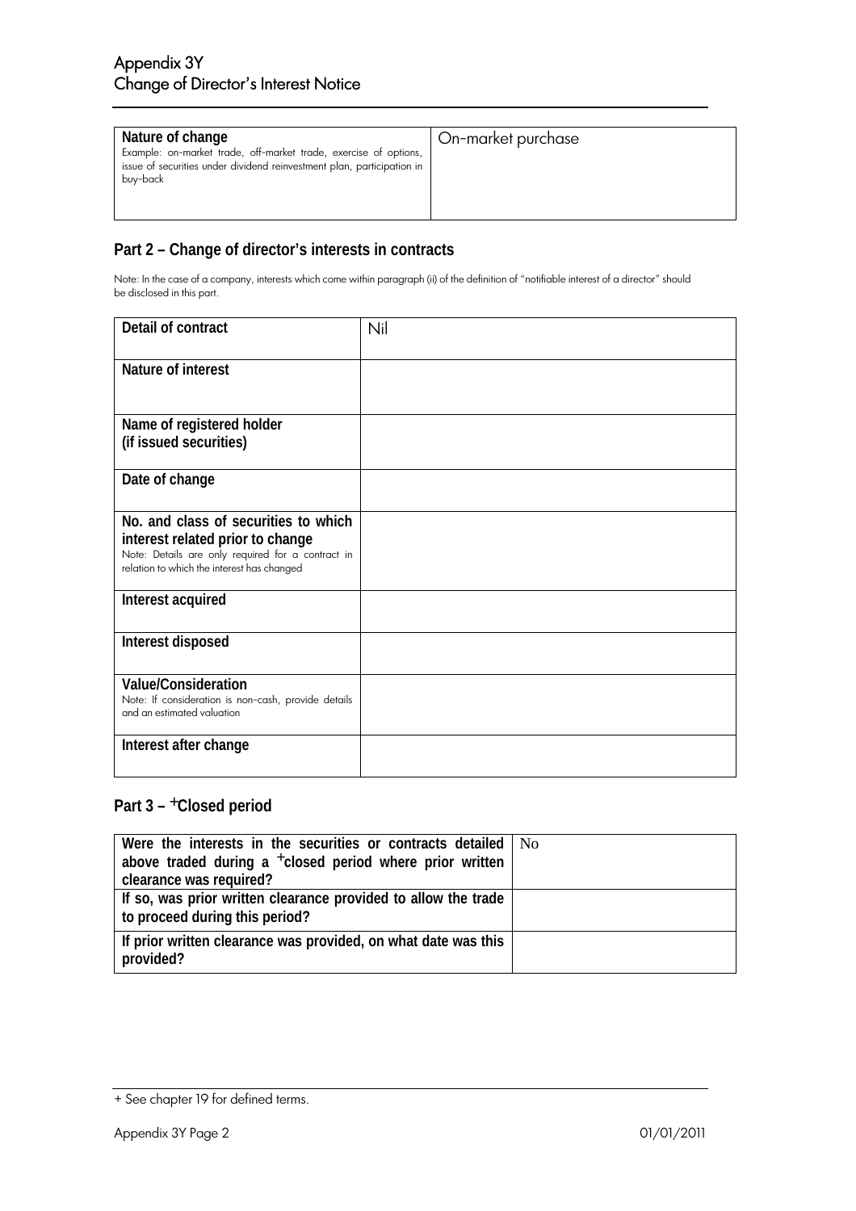| | |
|---|---|
| **Nature of change**<br>Example: on-market trade, off-market trade, exercise of options, issue of securities under dividend reinvestment plan, participation in buy-back | On-market purchase |

## Part 2 – Change of director's interests in contracts

Note: In the case of a company, interests which come within paragraph (ii) of the definition of "notifiable interest of a director" should be disclosed in this part.

| | |
|---|---|
| **Detail of contract** | Nil |
| **Nature of interest** | |
| **Name of registered holder (if issued securities)** | |
| **Date of change** | |
| **No. and class of securities to which interest related prior to change**<br>Note: Details are only required for a contract in relation to which the interest has changed | |
| **Interest acquired** | |
| **Interest disposed** | |
| **Value/Consideration**<br>Note: If consideration is non-cash, provide details and an estimated valuation | |
| **Interest after change** | |

## Part 3 – +Closed period

| | |
|---|---|
| **Were the interests in the securities or contracts detailed above traded during a +closed period where prior written clearance was required?** | No |
| **If so, was prior written clearance provided to allow the trade to proceed during this period?** | |
| **If prior written clearance was provided, on what date was this provided?** | |

+ See chapter 19 for defined terms.